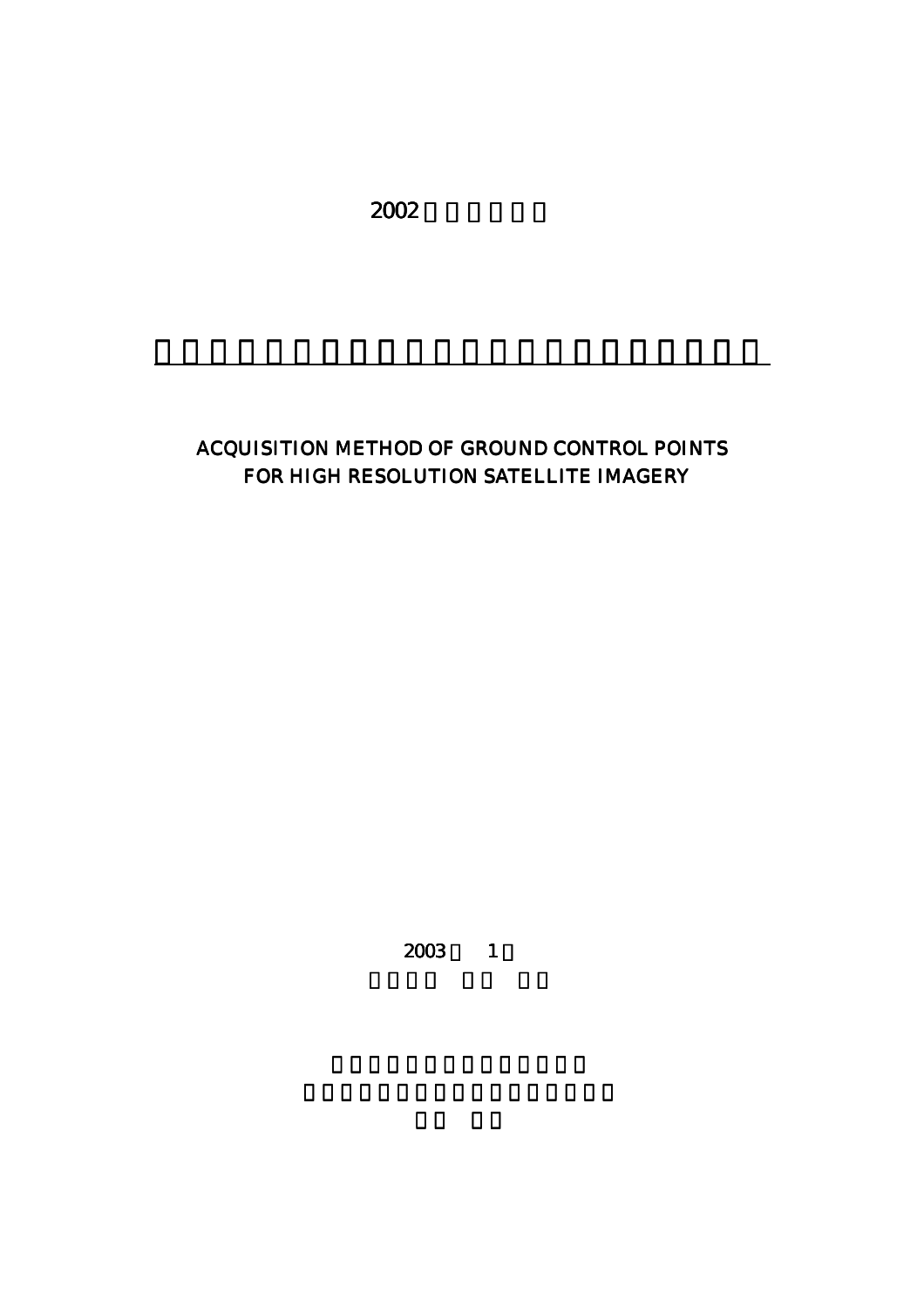2002

ACQUISITION METHOD OF GROUND CONTROL POINTS
FOR HIGH RESOLUTION SATELLITE IMAGERY

2003 1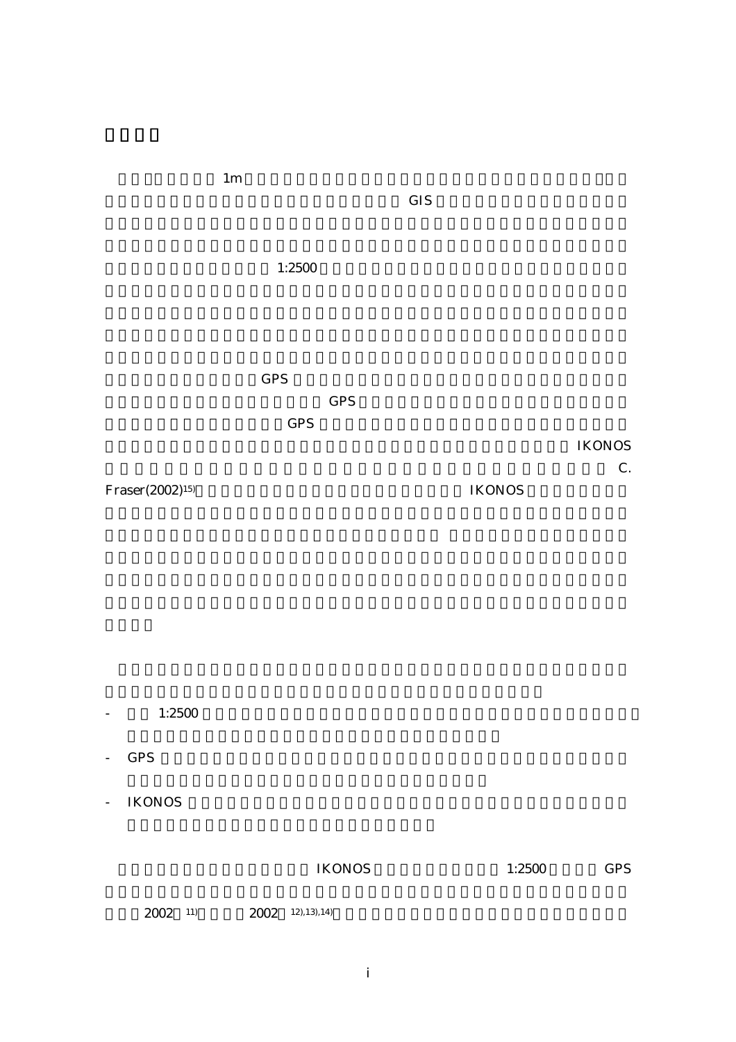1m

GIS

1:2500

GPS

GPS

GPS

IKONOS

C. Fraser(2002)[15] IKONOS

- 1:2500
- GPS
- IKONOS

IKONOS 1:2500 GPS

2002 [11] 2002 [12),13),14]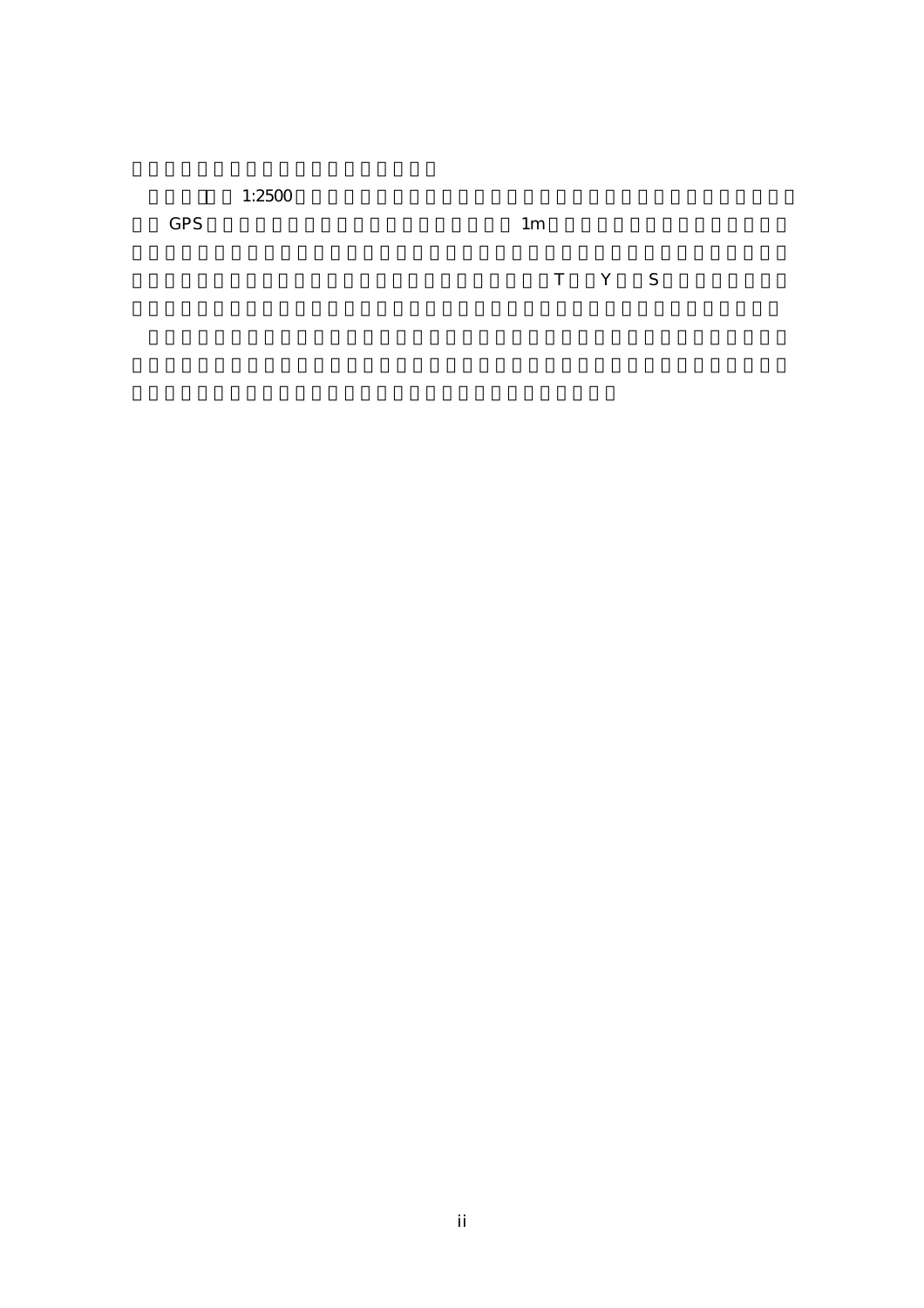1:2500

GPS 1m

T Y S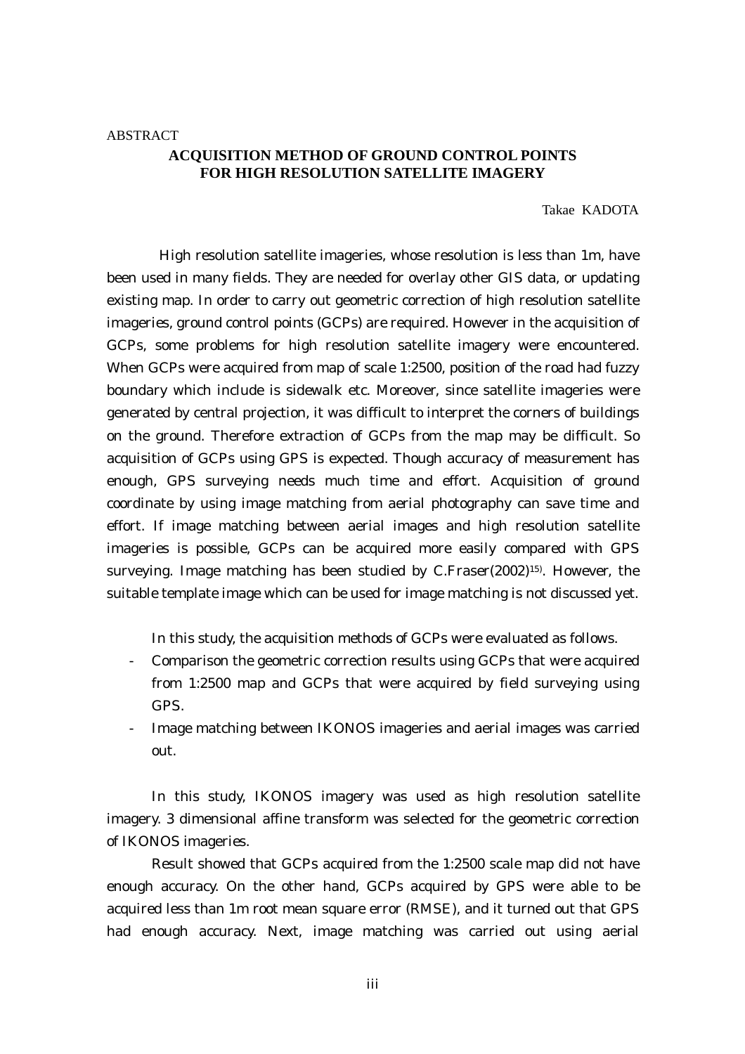ABSTRACT

# ACQUISITION METHOD OF GROUND CONTROL POINTS FOR HIGH RESOLUTION SATELLITE IMAGERY

Takae KADOTA

High resolution satellite imageries, whose resolution is less than 1m, have been used in many fields. They are needed for overlay other GIS data, or updating existing map. In order to carry out geometric correction of high resolution satellite imageries, ground control points (GCPs) are required. However in the acquisition of GCPs, some problems for high resolution satellite imagery were encountered. When GCPs were acquired from map of scale 1:2500, position of the road had fuzzy boundary which include is sidewalk etc. Moreover, since satellite imageries were generated by central projection, it was difficult to interpret the corners of buildings on the ground. Therefore extraction of GCPs from the map may be difficult. So acquisition of GCPs using GPS is expected. Though accuracy of measurement has enough, GPS surveying needs much time and effort. Acquisition of ground coordinate by using image matching from aerial photography can save time and effort. If image matching between aerial images and high resolution satellite imageries is possible, GCPs can be acquired more easily compared with GPS surveying. Image matching has been studied by C.Fraser(2002)[15]. However, the suitable template image which can be used for image matching is not discussed yet.

In this study, the acquisition methods of GCPs were evaluated as follows.

- Comparison the geometric correction results using GCPs that were acquired from 1:2500 map and GCPs that were acquired by field surveying using GPS.
- Image matching between IKONOS imageries and aerial images was carried out.

In this study, IKONOS imagery was used as high resolution satellite imagery. 3 dimensional affine transform was selected for the geometric correction of IKONOS imageries.

Result showed that GCPs acquired from the 1:2500 scale map did not have enough accuracy. On the other hand, GCPs acquired by GPS were able to be acquired less than 1m root mean square error (RMSE), and it turned out that GPS had enough accuracy. Next, image matching was carried out using aerial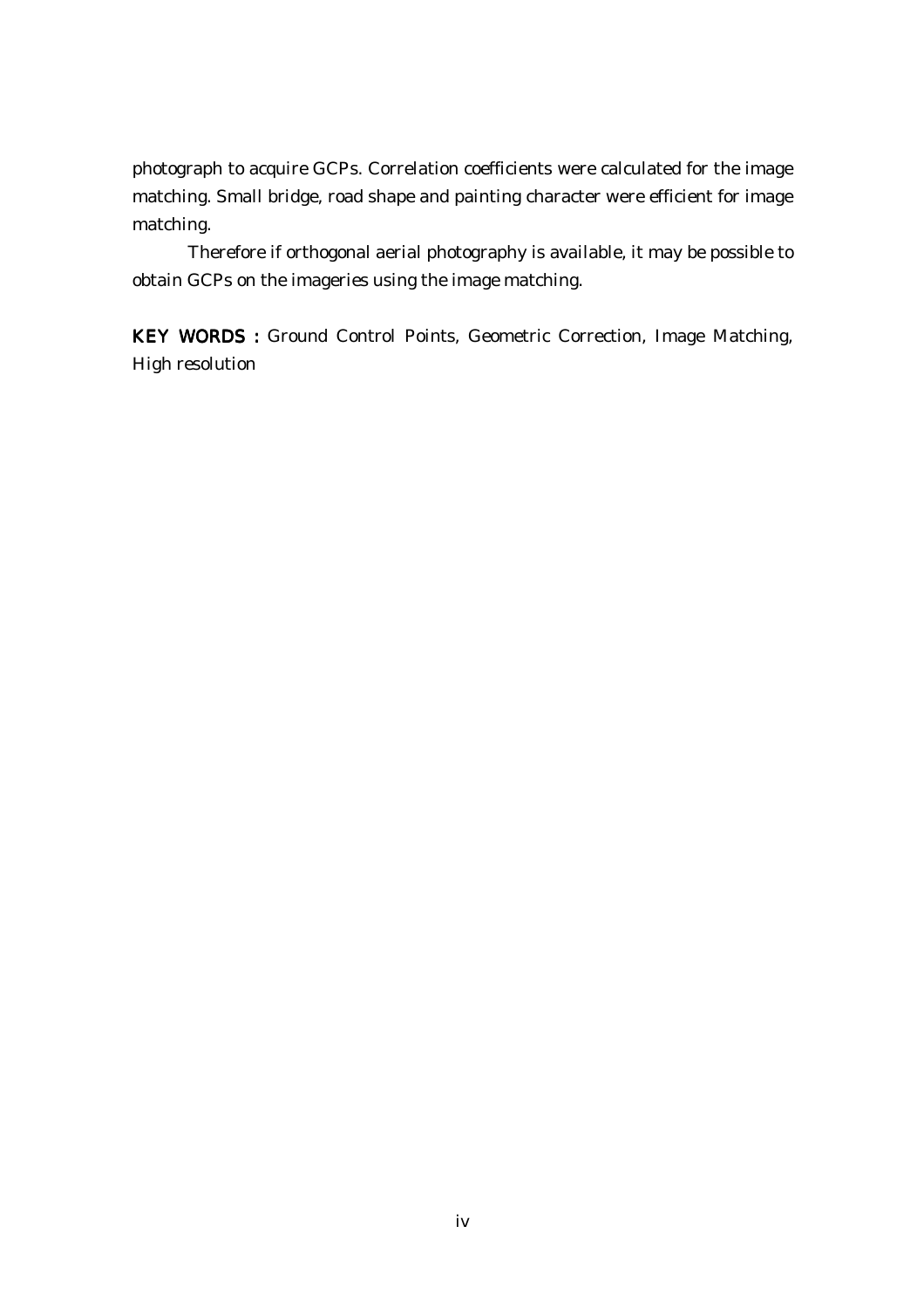photograph to acquire GCPs. Correlation coefficients were calculated for the image matching. Small bridge, road shape and painting character were efficient for image matching.

Therefore if orthogonal aerial photography is available, it may be possible to obtain GCPs on the imageries using the image matching.

**KEY WORDS :** Ground Control Points, Geometric Correction, Image Matching, High resolution